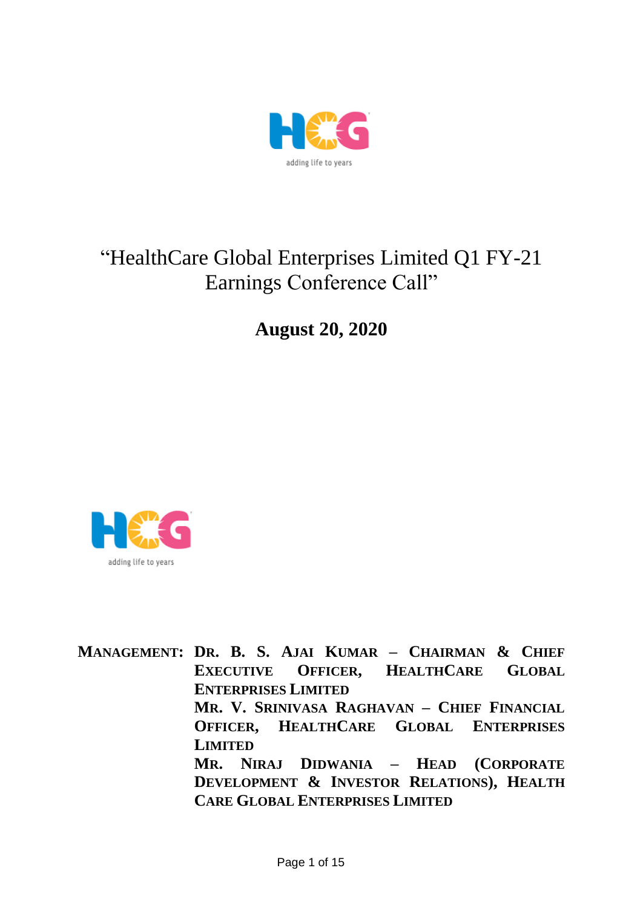# "HealthCare Global Enterprises Limited Q1 FY-21 Earnings Conference Call"

**August 20, 2020**

**MANAGEMENT: DR. B. S. AJAI KUMAR – CHAIRMAN & CHIEF EXECUTIVE OFFICER, HEALTHCARE GLOBAL ENTERPRISES LIMITED**

**MR. V. SRINIVASA RAGHAVAN – CHIEF FINANCIAL OFFICER, HEALTHCARE GLOBAL ENTERPRISES LIMITED**

**MR. NIRAJ DIDWANIA – HEAD (CORPORATE DEVELOPMENT & INVESTOR RELATIONS), HEALTH CARE GLOBAL ENTERPRISES LIMITED**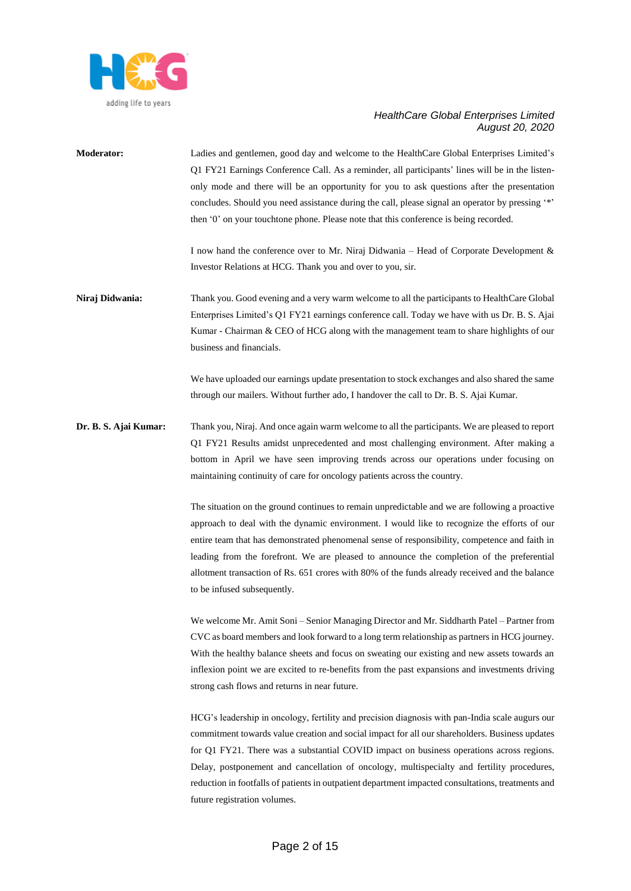**Moderator:** Ladies and gentlemen, good day and welcome to the HealthCare Global Enterprises Limited's Q1 FY21 Earnings Conference Call. As a reminder, all participants' lines will be in the listen-only mode and there will be an opportunity for you to ask questions after the presentation concludes. Should you need assistance during the call, please signal an operator by pressing '*' then '0' on your touchtone phone. Please note that this conference is being recorded.

I now hand the conference over to Mr. Niraj Didwania – Head of Corporate Development & Investor Relations at HCG. Thank you and over to you, sir.

**Niraj Didwania:** Thank you. Good evening and a very warm welcome to all the participants to HealthCare Global Enterprises Limited's Q1 FY21 earnings conference call. Today we have with us Dr. B. S. Ajai Kumar - Chairman & CEO of HCG along with the management team to share highlights of our business and financials.

We have uploaded our earnings update presentation to stock exchanges and also shared the same through our mailers. Without further ado, I handover the call to Dr. B. S. Ajai Kumar.

**Dr. B. S. Ajai Kumar:** Thank you, Niraj. And once again warm welcome to all the participants. We are pleased to report Q1 FY21 Results amidst unprecedented and most challenging environment. After making a bottom in April we have seen improving trends across our operations under focusing on maintaining continuity of care for oncology patients across the country.

The situation on the ground continues to remain unpredictable and we are following a proactive approach to deal with the dynamic environment. I would like to recognize the efforts of our entire team that has demonstrated phenomenal sense of responsibility, competence and faith in leading from the forefront. We are pleased to announce the completion of the preferential allotment transaction of Rs. 651 crores with 80% of the funds already received and the balance to be infused subsequently.

We welcome Mr. Amit Soni – Senior Managing Director and Mr. Siddharth Patel – Partner from CVC as board members and look forward to a long term relationship as partners in HCG journey. With the healthy balance sheets and focus on sweating our existing and new assets towards an inflexion point we are excited to re-benefits from the past expansions and investments driving strong cash flows and returns in near future.

HCG's leadership in oncology, fertility and precision diagnosis with pan-India scale augurs our commitment towards value creation and social impact for all our shareholders. Business updates for Q1 FY21. There was a substantial COVID impact on business operations across regions. Delay, postponement and cancellation of oncology, multispecialty and fertility procedures, reduction in footfalls of patients in outpatient department impacted consultations, treatments and future registration volumes.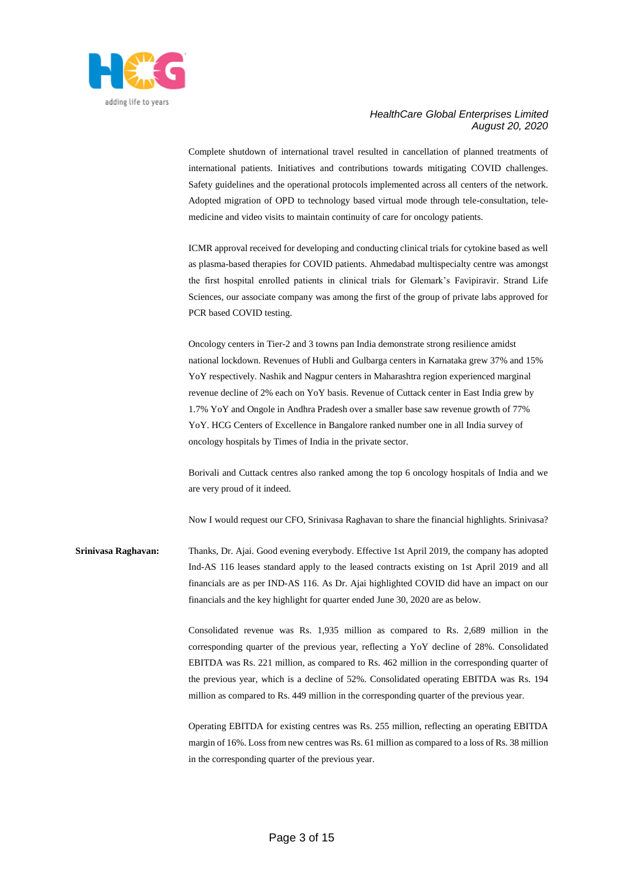Complete shutdown of international travel resulted in cancellation of planned treatments of international patients. Initiatives and contributions towards mitigating COVID challenges. Safety guidelines and the operational protocols implemented across all centers of the network. Adopted migration of OPD to technology based virtual mode through tele-consultation, tele-medicine and video visits to maintain continuity of care for oncology patients.

ICMR approval received for developing and conducting clinical trials for cytokine based as well as plasma-based therapies for COVID patients. Ahmedabad multispecialty centre was amongst the first hospital enrolled patients in clinical trials for Glemark's Favipiravir. Strand Life Sciences, our associate company was among the first of the group of private labs approved for PCR based COVID testing.

Oncology centers in Tier-2 and 3 towns pan India demonstrate strong resilience amidst national lockdown. Revenues of Hubli and Gulbarga centers in Karnataka grew 37% and 15% YoY respectively. Nashik and Nagpur centers in Maharashtra region experienced marginal revenue decline of 2% each on YoY basis. Revenue of Cuttack center in East India grew by 1.7% YoY and Ongole in Andhra Pradesh over a smaller base saw revenue growth of 77% YoY. HCG Centers of Excellence in Bangalore ranked number one in all India survey of oncology hospitals by Times of India in the private sector.

Borivali and Cuttack centres also ranked among the top 6 oncology hospitals of India and we are very proud of it indeed.

Now I would request our CFO, Srinivasa Raghavan to share the financial highlights. Srinivasa?

**Srinivasa Raghavan:** Thanks, Dr. Ajai. Good evening everybody. Effective 1st April 2019, the company has adopted Ind-AS 116 leases standard apply to the leased contracts existing on 1st April 2019 and all financials are as per IND-AS 116. As Dr. Ajai highlighted COVID did have an impact on our financials and the key highlight for quarter ended June 30, 2020 are as below.

Consolidated revenue was Rs. 1,935 million as compared to Rs. 2,689 million in the corresponding quarter of the previous year, reflecting a YoY decline of 28%. Consolidated EBITDA was Rs. 221 million, as compared to Rs. 462 million in the corresponding quarter of the previous year, which is a decline of 52%. Consolidated operating EBITDA was Rs. 194 million as compared to Rs. 449 million in the corresponding quarter of the previous year.

Operating EBITDA for existing centres was Rs. 255 million, reflecting an operating EBITDA margin of 16%. Loss from new centres was Rs. 61 million as compared to a loss of Rs. 38 million in the corresponding quarter of the previous year.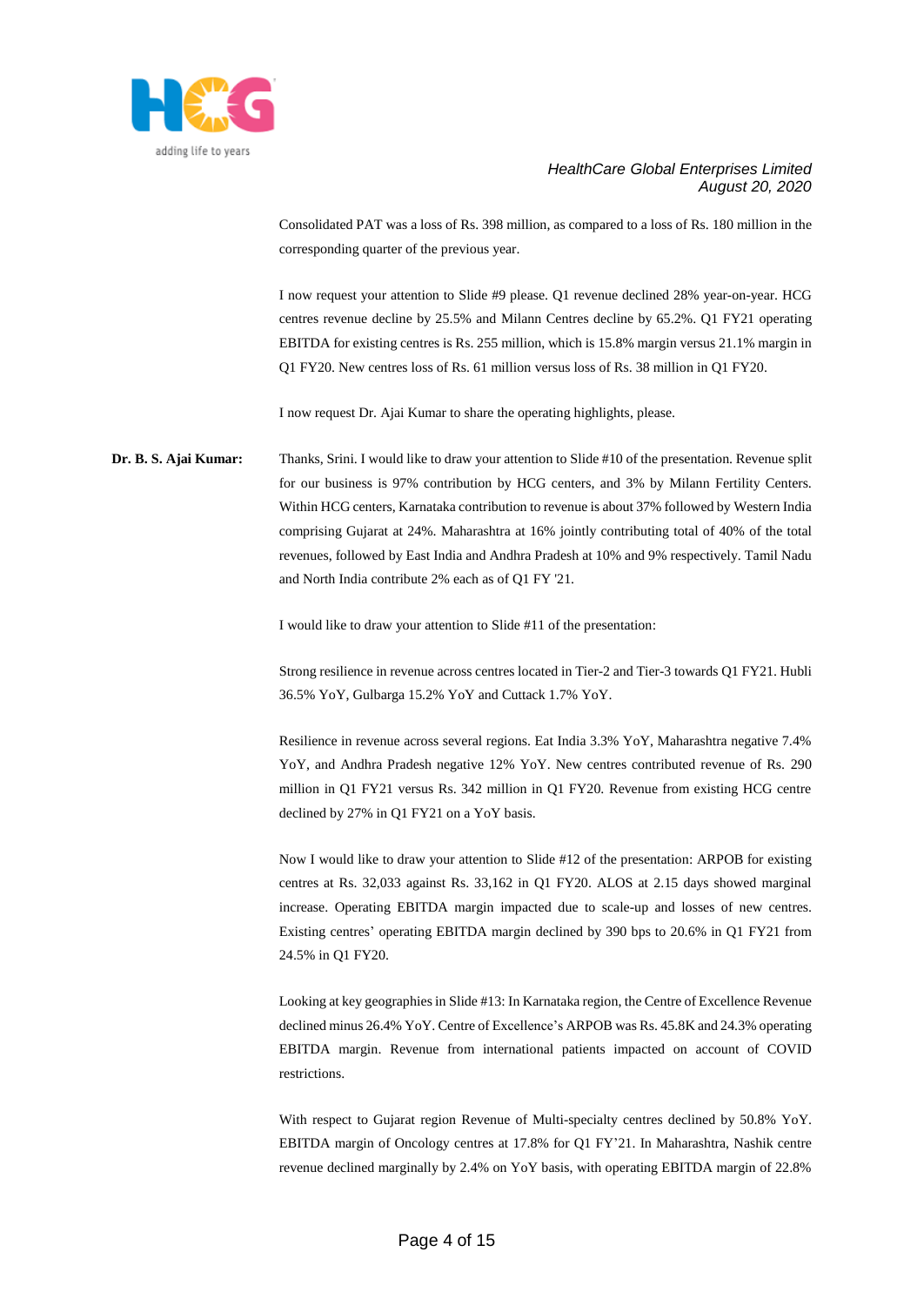Consolidated PAT was a loss of Rs. 398 million, as compared to a loss of Rs. 180 million in the corresponding quarter of the previous year.

I now request your attention to Slide #9 please. Q1 revenue declined 28% year-on-year. HCG centres revenue decline by 25.5% and Milann Centres decline by 65.2%. Q1 FY21 operating EBITDA for existing centres is Rs. 255 million, which is 15.8% margin versus 21.1% margin in Q1 FY20. New centres loss of Rs. 61 million versus loss of Rs. 38 million in Q1 FY20.

I now request Dr. Ajai Kumar to share the operating highlights, please.

**Dr. B. S. Ajai Kumar:** Thanks, Srini. I would like to draw your attention to Slide #10 of the presentation. Revenue split for our business is 97% contribution by HCG centers, and 3% by Milann Fertility Centers. Within HCG centers, Karnataka contribution to revenue is about 37% followed by Western India comprising Gujarat at 24%. Maharashtra at 16% jointly contributing total of 40% of the total revenues, followed by East India and Andhra Pradesh at 10% and 9% respectively. Tamil Nadu and North India contribute 2% each as of Q1 FY '21.

I would like to draw your attention to Slide #11 of the presentation:

Strong resilience in revenue across centres located in Tier-2 and Tier-3 towards Q1 FY21. Hubli 36.5% YoY, Gulbarga 15.2% YoY and Cuttack 1.7% YoY.

Resilience in revenue across several regions. Eat India 3.3% YoY, Maharashtra negative 7.4% YoY, and Andhra Pradesh negative 12% YoY. New centres contributed revenue of Rs. 290 million in Q1 FY21 versus Rs. 342 million in Q1 FY20. Revenue from existing HCG centre declined by 27% in Q1 FY21 on a YoY basis.

Now I would like to draw your attention to Slide #12 of the presentation: ARPOB for existing centres at Rs. 32,033 against Rs. 33,162 in Q1 FY20. ALOS at 2.15 days showed marginal increase. Operating EBITDA margin impacted due to scale-up and losses of new centres. Existing centres' operating EBITDA margin declined by 390 bps to 20.6% in Q1 FY21 from 24.5% in Q1 FY20.

Looking at key geographies in Slide #13: In Karnataka region, the Centre of Excellence Revenue declined minus 26.4% YoY. Centre of Excellence's ARPOB was Rs. 45.8K and 24.3% operating EBITDA margin. Revenue from international patients impacted on account of COVID restrictions.

With respect to Gujarat region Revenue of Multi-specialty centres declined by 50.8% YoY. EBITDA margin of Oncology centres at 17.8% for Q1 FY'21. In Maharashtra, Nashik centre revenue declined marginally by 2.4% on YoY basis, with operating EBITDA margin of 22.8%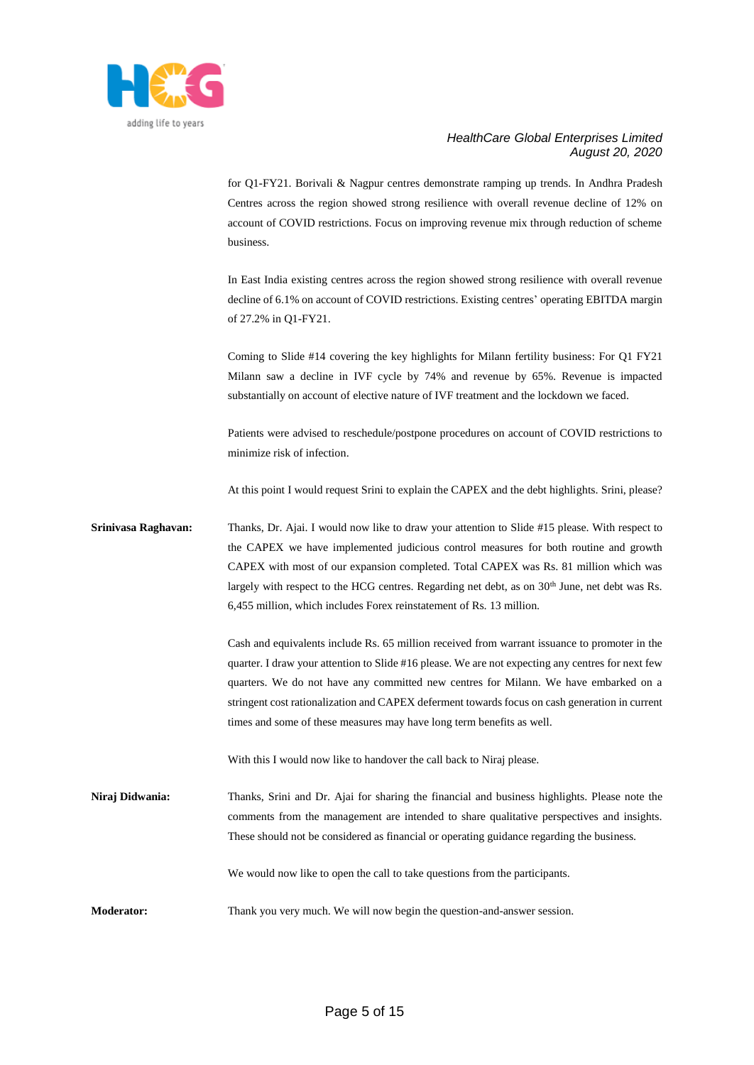for Q1-FY21. Borivali & Nagpur centres demonstrate ramping up trends. In Andhra Pradesh Centres across the region showed strong resilience with overall revenue decline of 12% on account of COVID restrictions. Focus on improving revenue mix through reduction of scheme business.

In East India existing centres across the region showed strong resilience with overall revenue decline of 6.1% on account of COVID restrictions. Existing centres' operating EBITDA margin of 27.2% in Q1-FY21.

Coming to Slide #14 covering the key highlights for Milann fertility business: For Q1 FY21 Milann saw a decline in IVF cycle by 74% and revenue by 65%. Revenue is impacted substantially on account of elective nature of IVF treatment and the lockdown we faced.

Patients were advised to reschedule/postpone procedures on account of COVID restrictions to minimize risk of infection.

At this point I would request Srini to explain the CAPEX and the debt highlights. Srini, please?

**Srinivasa Raghavan:** Thanks, Dr. Ajai. I would now like to draw your attention to Slide #15 please. With respect to the CAPEX we have implemented judicious control measures for both routine and growth CAPEX with most of our expansion completed. Total CAPEX was Rs. 81 million which was largely with respect to the HCG centres. Regarding net debt, as on 30th June, net debt was Rs. 6,455 million, which includes Forex reinstatement of Rs. 13 million.

Cash and equivalents include Rs. 65 million received from warrant issuance to promoter in the quarter. I draw your attention to Slide #16 please. We are not expecting any centres for next few quarters. We do not have any committed new centres for Milann. We have embarked on a stringent cost rationalization and CAPEX deferment towards focus on cash generation in current times and some of these measures may have long term benefits as well.

With this I would now like to handover the call back to Niraj please.

**Niraj Didwania:** Thanks, Srini and Dr. Ajai for sharing the financial and business highlights. Please note the comments from the management are intended to share qualitative perspectives and insights. These should not be considered as financial or operating guidance regarding the business.

We would now like to open the call to take questions from the participants.

**Moderator:** Thank you very much. We will now begin the question-and-answer session.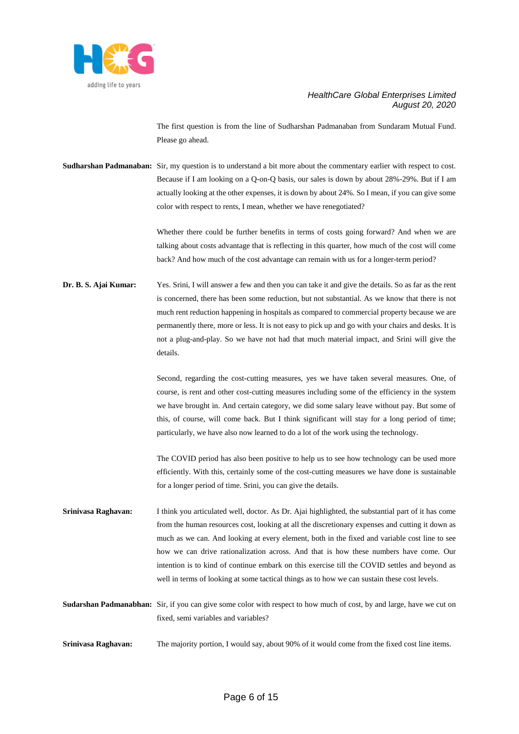The first question is from the line of Sudharshan Padmanaban from Sundaram Mutual Fund. Please go ahead.

**Sudharshan Padmanaban:** Sir, my question is to understand a bit more about the commentary earlier with respect to cost. Because if I am looking on a Q-on-Q basis, our sales is down by about 28%-29%. But if I am actually looking at the other expenses, it is down by about 24%. So I mean, if you can give some color with respect to rents, I mean, whether we have renegotiated?

Whether there could be further benefits in terms of costs going forward? And when we are talking about costs advantage that is reflecting in this quarter, how much of the cost will come back? And how much of the cost advantage can remain with us for a longer-term period?

**Dr. B. S. Ajai Kumar:** Yes. Srini, I will answer a few and then you can take it and give the details. So as far as the rent is concerned, there has been some reduction, but not substantial. As we know that there is not much rent reduction happening in hospitals as compared to commercial property because we are permanently there, more or less. It is not easy to pick up and go with your chairs and desks. It is not a plug-and-play. So we have not had that much material impact, and Srini will give the details.

Second, regarding the cost-cutting measures, yes we have taken several measures. One, of course, is rent and other cost-cutting measures including some of the efficiency in the system we have brought in. And certain category, we did some salary leave without pay. But some of this, of course, will come back. But I think significant will stay for a long period of time; particularly, we have also now learned to do a lot of the work using the technology.

The COVID period has also been positive to help us to see how technology can be used more efficiently. With this, certainly some of the cost-cutting measures we have done is sustainable for a longer period of time. Srini, you can give the details.

**Srinivasa Raghavan:** I think you articulated well, doctor. As Dr. Ajai highlighted, the substantial part of it has come from the human resources cost, looking at all the discretionary expenses and cutting it down as much as we can. And looking at every element, both in the fixed and variable cost line to see how we can drive rationalization across. And that is how these numbers have come. Our intention is to kind of continue embark on this exercise till the COVID settles and beyond as well in terms of looking at some tactical things as to how we can sustain these cost levels.

**Sudarshan Padmanabhan:** Sir, if you can give some color with respect to how much of cost, by and large, have we cut on fixed, semi variables and variables?

**Srinivasa Raghavan:** The majority portion, I would say, about 90% of it would come from the fixed cost line items.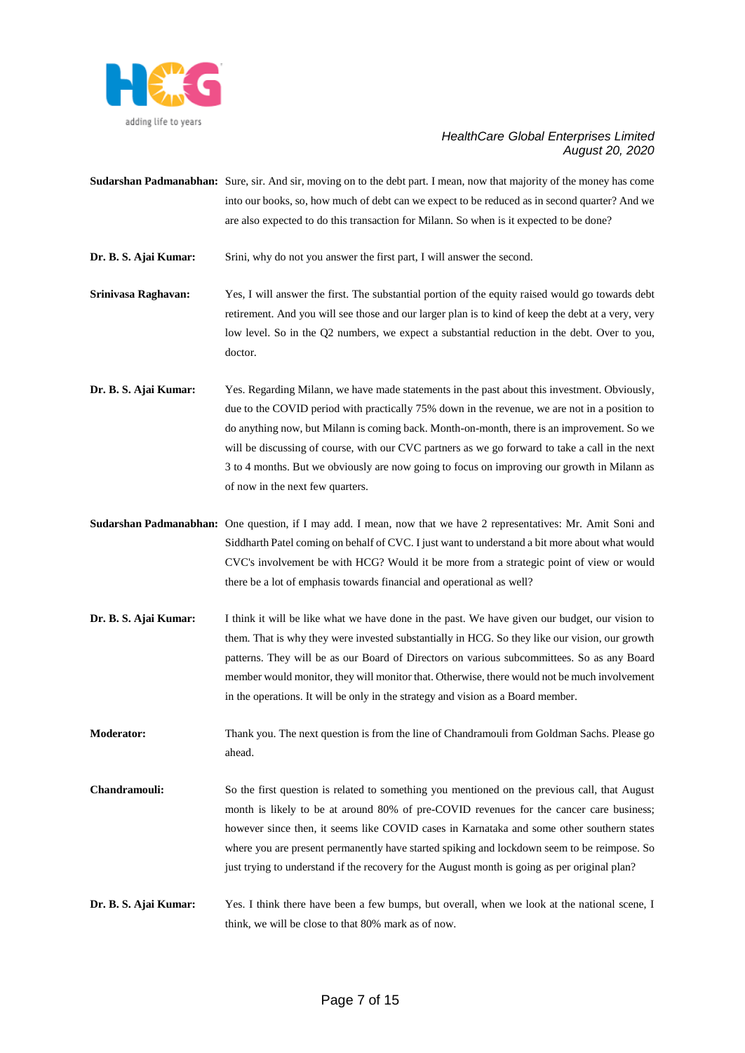**Sudarshan Padmanabhan:** Sure, sir. And sir, moving on to the debt part. I mean, now that majority of the money has come into our books, so, how much of debt can we expect to be reduced as in second quarter? And we are also expected to do this transaction for Milann. So when is it expected to be done?

**Dr. B. S. Ajai Kumar:** Srini, why do not you answer the first part, I will answer the second.

**Srinivasa Raghavan:** Yes, I will answer the first. The substantial portion of the equity raised would go towards debt retirement. And you will see those and our larger plan is to kind of keep the debt at a very, very low level. So in the Q2 numbers, we expect a substantial reduction in the debt. Over to you, doctor.

**Dr. B. S. Ajai Kumar:** Yes. Regarding Milann, we have made statements in the past about this investment. Obviously, due to the COVID period with practically 75% down in the revenue, we are not in a position to do anything now, but Milann is coming back. Month-on-month, there is an improvement. So we will be discussing of course, with our CVC partners as we go forward to take a call in the next 3 to 4 months. But we obviously are now going to focus on improving our growth in Milann as of now in the next few quarters.

**Sudarshan Padmanabhan:** One question, if I may add. I mean, now that we have 2 representatives: Mr. Amit Soni and Siddharth Patel coming on behalf of CVC. I just want to understand a bit more about what would CVC's involvement be with HCG? Would it be more from a strategic point of view or would there be a lot of emphasis towards financial and operational as well?

**Dr. B. S. Ajai Kumar:** I think it will be like what we have done in the past. We have given our budget, our vision to them. That is why they were invested substantially in HCG. So they like our vision, our growth patterns. They will be as our Board of Directors on various subcommittees. So as any Board member would monitor, they will monitor that. Otherwise, there would not be much involvement in the operations. It will be only in the strategy and vision as a Board member.

**Moderator:** Thank you. The next question is from the line of Chandramouli from Goldman Sachs. Please go ahead.

**Chandramouli:** So the first question is related to something you mentioned on the previous call, that August month is likely to be at around 80% of pre-COVID revenues for the cancer care business; however since then, it seems like COVID cases in Karnataka and some other southern states where you are present permanently have started spiking and lockdown seem to be reimpose. So just trying to understand if the recovery for the August month is going as per original plan?

**Dr. B. S. Ajai Kumar:** Yes. I think there have been a few bumps, but overall, when we look at the national scene, I think, we will be close to that 80% mark as of now.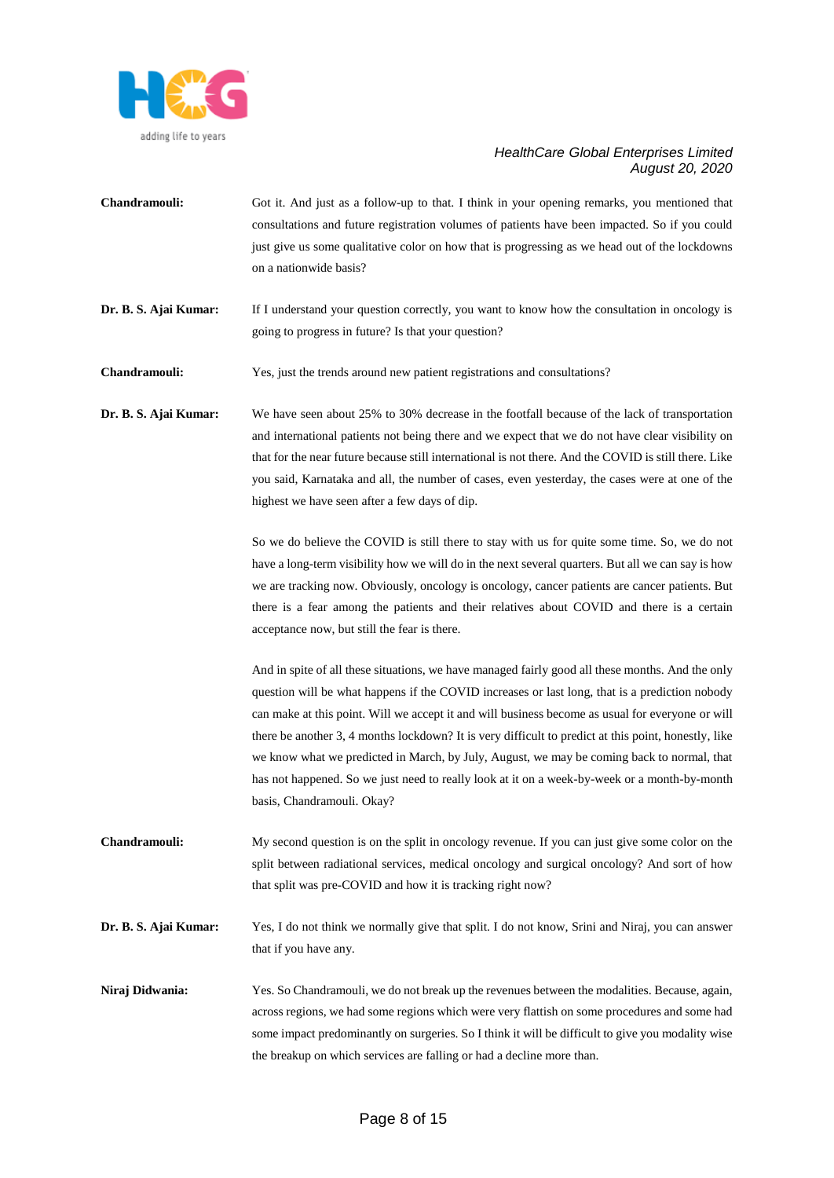**Chandramouli:** Got it. And just as a follow-up to that. I think in your opening remarks, you mentioned that consultations and future registration volumes of patients have been impacted. So if you could just give us some qualitative color on how that is progressing as we head out of the lockdowns on a nationwide basis?

**Dr. B. S. Ajai Kumar:** If I understand your question correctly, you want to know how the consultation in oncology is going to progress in future? Is that your question?

**Chandramouli:** Yes, just the trends around new patient registrations and consultations?

**Dr. B. S. Ajai Kumar:** We have seen about 25% to 30% decrease in the footfall because of the lack of transportation and international patients not being there and we expect that we do not have clear visibility on that for the near future because still international is not there. And the COVID is still there. Like you said, Karnataka and all, the number of cases, even yesterday, the cases were at one of the highest we have seen after a few days of dip.

So we do believe the COVID is still there to stay with us for quite some time. So, we do not have a long-term visibility how we will do in the next several quarters. But all we can say is how we are tracking now. Obviously, oncology is oncology, cancer patients are cancer patients. But there is a fear among the patients and their relatives about COVID and there is a certain acceptance now, but still the fear is there.

And in spite of all these situations, we have managed fairly good all these months. And the only question will be what happens if the COVID increases or last long, that is a prediction nobody can make at this point. Will we accept it and will business become as usual for everyone or will there be another 3, 4 months lockdown? It is very difficult to predict at this point, honestly, like we know what we predicted in March, by July, August, we may be coming back to normal, that has not happened. So we just need to really look at it on a week-by-week or a month-by-month basis, Chandramouli. Okay?

**Chandramouli:** My second question is on the split in oncology revenue. If you can just give some color on the split between radiational services, medical oncology and surgical oncology? And sort of how that split was pre-COVID and how it is tracking right now?

**Dr. B. S. Ajai Kumar:** Yes, I do not think we normally give that split. I do not know, Srini and Niraj, you can answer that if you have any.

**Niraj Didwania:** Yes. So Chandramouli, we do not break up the revenues between the modalities. Because, again, across regions, we had some regions which were very flattish on some procedures and some had some impact predominantly on surgeries. So I think it will be difficult to give you modality wise the breakup on which services are falling or had a decline more than.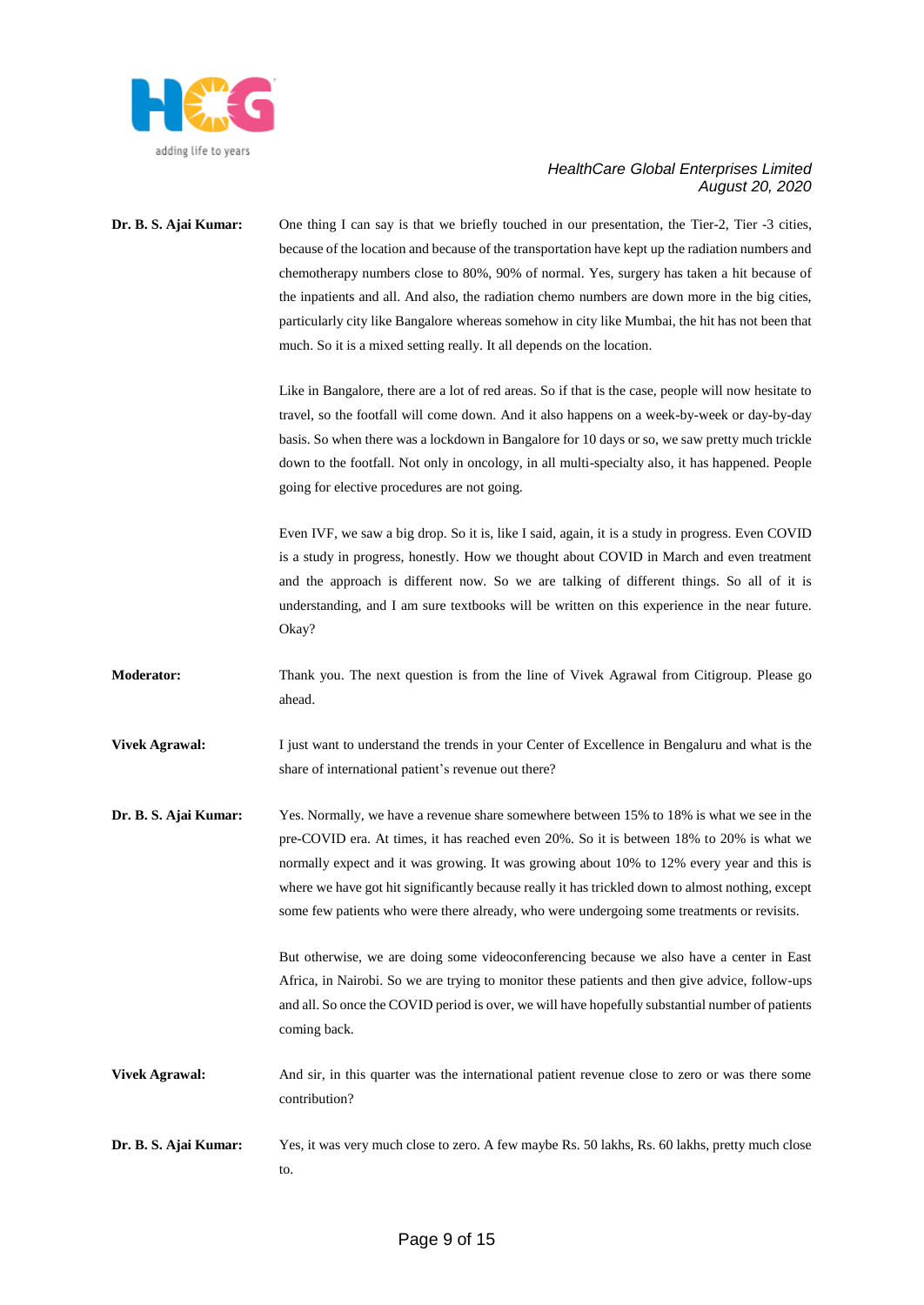**Dr. B. S. Ajai Kumar:** One thing I can say is that we briefly touched in our presentation, the Tier-2, Tier -3 cities, because of the location and because of the transportation have kept up the radiation numbers and chemotherapy numbers close to 80%, 90% of normal. Yes, surgery has taken a hit because of the inpatients and all. And also, the radiation chemo numbers are down more in the big cities, particularly city like Bangalore whereas somehow in city like Mumbai, the hit has not been that much. So it is a mixed setting really. It all depends on the location.

Like in Bangalore, there are a lot of red areas. So if that is the case, people will now hesitate to travel, so the footfall will come down. And it also happens on a week-by-week or day-by-day basis. So when there was a lockdown in Bangalore for 10 days or so, we saw pretty much trickle down to the footfall. Not only in oncology, in all multi-specialty also, it has happened. People going for elective procedures are not going.

Even IVF, we saw a big drop. So it is, like I said, again, it is a study in progress. Even COVID is a study in progress, honestly. How we thought about COVID in March and even treatment and the approach is different now. So we are talking of different things. So all of it is understanding, and I am sure textbooks will be written on this experience in the near future. Okay?

**Moderator:** Thank you. The next question is from the line of Vivek Agrawal from Citigroup. Please go ahead.

**Vivek Agrawal:** I just want to understand the trends in your Center of Excellence in Bengaluru and what is the share of international patient's revenue out there?

**Dr. B. S. Ajai Kumar:** Yes. Normally, we have a revenue share somewhere between 15% to 18% is what we see in the pre-COVID era. At times, it has reached even 20%. So it is between 18% to 20% is what we normally expect and it was growing. It was growing about 10% to 12% every year and this is where we have got hit significantly because really it has trickled down to almost nothing, except some few patients who were there already, who were undergoing some treatments or revisits.

But otherwise, we are doing some videoconferencing because we also have a center in East Africa, in Nairobi. So we are trying to monitor these patients and then give advice, follow-ups and all. So once the COVID period is over, we will have hopefully substantial number of patients coming back.

**Vivek Agrawal:** And sir, in this quarter was the international patient revenue close to zero or was there some contribution?

**Dr. B. S. Ajai Kumar:** Yes, it was very much close to zero. A few maybe Rs. 50 lakhs, Rs. 60 lakhs, pretty much close to.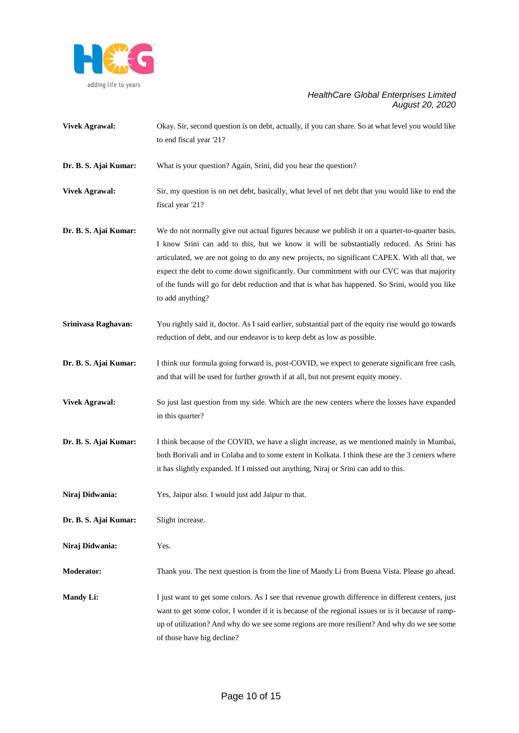**Vivek Agrawal:** Okay. Sir, second question is on debt, actually, if you can share. So at what level you would like to end fiscal year '21?

**Dr. B. S. Ajai Kumar:** What is your question? Again, Srini, did you hear the question?

**Vivek Agrawal:** Sir, my question is on net debt, basically, what level of net debt that you would like to end the fiscal year '21?

**Dr. B. S. Ajai Kumar:** We do not normally give out actual figures because we publish it on a quarter-to-quarter basis. I know Srini can add to this, but we know it will be substantially reduced. As Srini has articulated, we are not going to do any new projects, no significant CAPEX. With all that, we expect the debt to come down significantly. Our commitment with our CVC was that majority of the funds will go for debt reduction and that is what has happened. So Srini, would you like to add anything?

**Srinivasa Raghavan:** You rightly said it, doctor. As I said earlier, substantial part of the equity rise would go towards reduction of debt, and our endeavor is to keep debt as low as possible.

**Dr. B. S. Ajai Kumar:** I think our formula going forward is, post-COVID, we expect to generate significant free cash, and that will be used for further growth if at all, but not present equity money.

**Vivek Agrawal:** So just last question from my side. Which are the new centers where the losses have expanded in this quarter?

**Dr. B. S. Ajai Kumar:** I think because of the COVID, we have a slight increase, as we mentioned mainly in Mumbai, both Borivali and in Colaba and to some extent in Kolkata. I think these are the 3 centers where it has slightly expanded. If I missed out anything, Niraj or Srini can add to this.

**Niraj Didwania:** Yes, Jaipur also. I would just add Jaipur to that.

**Dr. B. S. Ajai Kumar:** Slight increase.

**Niraj Didwania:** Yes.

**Moderator:** Thank you. The next question is from the line of Mandy Li from Buena Vista. Please go ahead.

**Mandy Li:** I just want to get some colors. As I see that revenue growth difference in different centers, just want to get some color, I wonder if it is because of the regional issues or is it because of ramp-up of utilization? And why do we see some regions are more resilient? And why do we see some of those have big decline?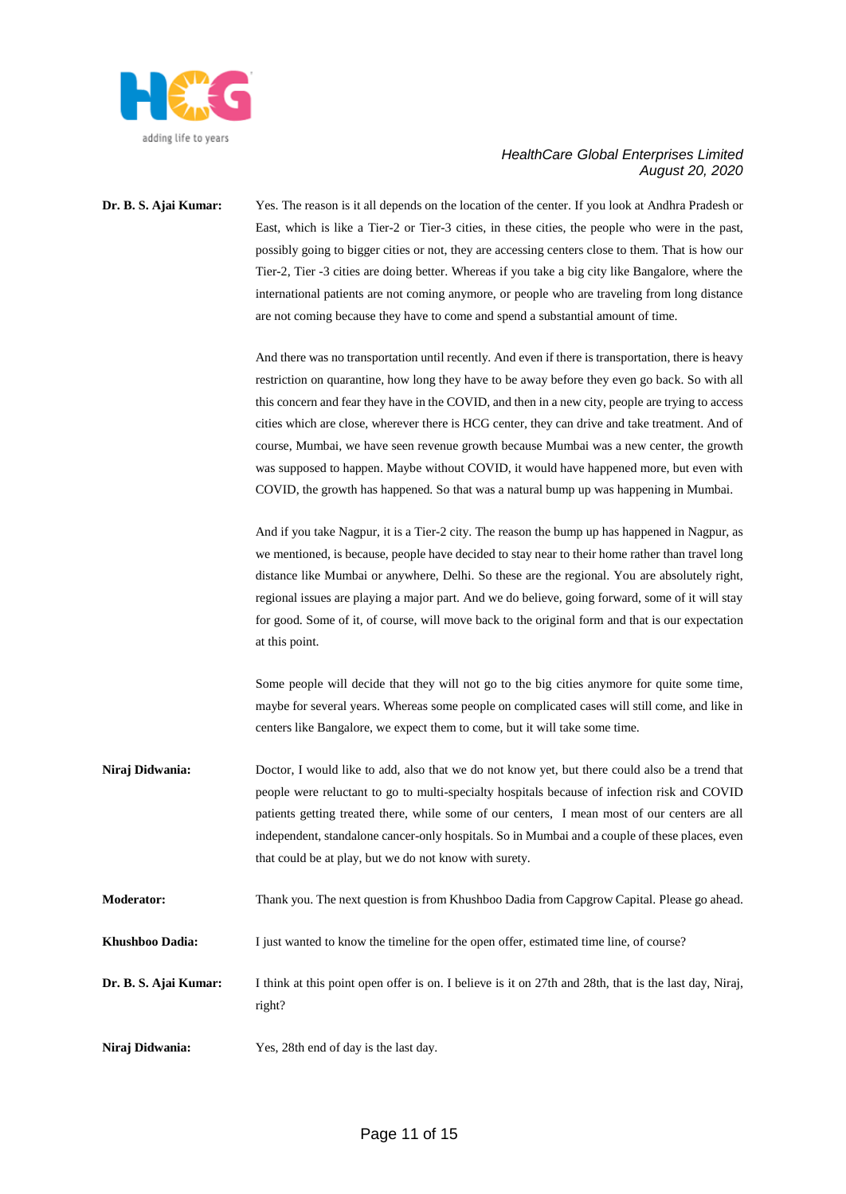**Dr. B. S. Ajai Kumar:** Yes. The reason is it all depends on the location of the center. If you look at Andhra Pradesh or East, which is like a Tier-2 or Tier-3 cities, in these cities, the people who were in the past, possibly going to bigger cities or not, they are accessing centers close to them. That is how our Tier-2, Tier -3 cities are doing better. Whereas if you take a big city like Bangalore, where the international patients are not coming anymore, or people who are traveling from long distance are not coming because they have to come and spend a substantial amount of time.

And there was no transportation until recently. And even if there is transportation, there is heavy restriction on quarantine, how long they have to be away before they even go back. So with all this concern and fear they have in the COVID, and then in a new city, people are trying to access cities which are close, wherever there is HCG center, they can drive and take treatment. And of course, Mumbai, we have seen revenue growth because Mumbai was a new center, the growth was supposed to happen. Maybe without COVID, it would have happened more, but even with COVID, the growth has happened. So that was a natural bump up was happening in Mumbai.

And if you take Nagpur, it is a Tier-2 city. The reason the bump up has happened in Nagpur, as we mentioned, is because, people have decided to stay near to their home rather than travel long distance like Mumbai or anywhere, Delhi. So these are the regional. You are absolutely right, regional issues are playing a major part. And we do believe, going forward, some of it will stay for good. Some of it, of course, will move back to the original form and that is our expectation at this point.

Some people will decide that they will not go to the big cities anymore for quite some time, maybe for several years. Whereas some people on complicated cases will still come, and like in centers like Bangalore, we expect them to come, but it will take some time.

**Niraj Didwania:** Doctor, I would like to add, also that we do not know yet, but there could also be a trend that people were reluctant to go to multi-specialty hospitals because of infection risk and COVID patients getting treated there, while some of our centers, I mean most of our centers are all independent, standalone cancer-only hospitals. So in Mumbai and a couple of these places, even that could be at play, but we do not know with surety.

**Moderator:** Thank you. The next question is from Khushboo Dadia from Capgrow Capital. Please go ahead.

**Khushboo Dadia:** I just wanted to know the timeline for the open offer, estimated time line, of course?

**Dr. B. S. Ajai Kumar:** I think at this point open offer is on. I believe is it on 27th and 28th, that is the last day, Niraj, right?

**Niraj Didwania:** Yes, 28th end of day is the last day.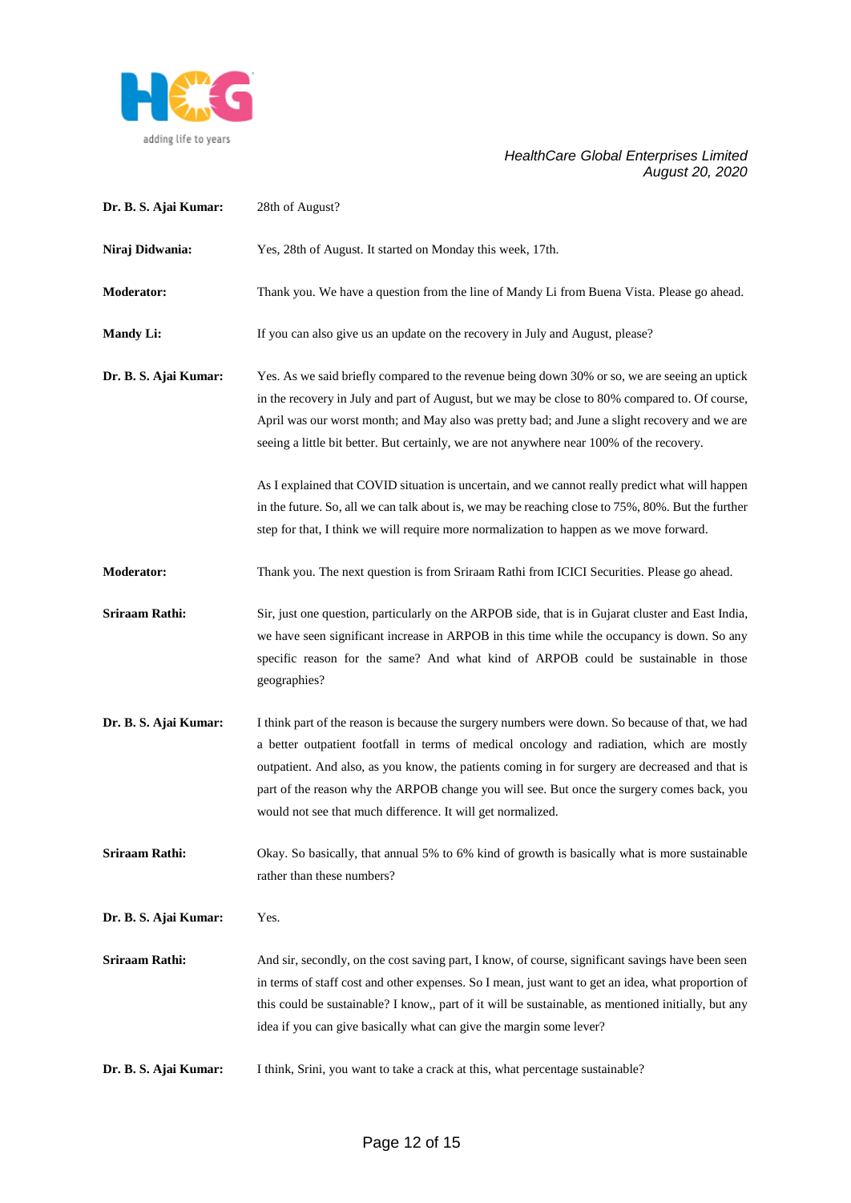**Dr. B. S. Ajai Kumar:** 28th of August?

**Niraj Didwania:** Yes, 28th of August. It started on Monday this week, 17th.

**Moderator:** Thank you. We have a question from the line of Mandy Li from Buena Vista. Please go ahead.

**Mandy Li:** If you can also give us an update on the recovery in July and August, please?

**Dr. B. S. Ajai Kumar:** Yes. As we said briefly compared to the revenue being down 30% or so, we are seeing an uptick in the recovery in July and part of August, but we may be close to 80% compared to. Of course, April was our worst month; and May also was pretty bad; and June a slight recovery and we are seeing a little bit better. But certainly, we are not anywhere near 100% of the recovery.

As I explained that COVID situation is uncertain, and we cannot really predict what will happen in the future. So, all we can talk about is, we may be reaching close to 75%, 80%. But the further step for that, I think we will require more normalization to happen as we move forward.

**Moderator:** Thank you. The next question is from Sriraam Rathi from ICICI Securities. Please go ahead.

**Sriraam Rathi:** Sir, just one question, particularly on the ARPOB side, that is in Gujarat cluster and East India, we have seen significant increase in ARPOB in this time while the occupancy is down. So any specific reason for the same? And what kind of ARPOB could be sustainable in those geographies?

**Dr. B. S. Ajai Kumar:** I think part of the reason is because the surgery numbers were down. So because of that, we had a better outpatient footfall in terms of medical oncology and radiation, which are mostly outpatient. And also, as you know, the patients coming in for surgery are decreased and that is part of the reason why the ARPOB change you will see. But once the surgery comes back, you would not see that much difference. It will get normalized.

**Sriraam Rathi:** Okay. So basically, that annual 5% to 6% kind of growth is basically what is more sustainable rather than these numbers?

**Dr. B. S. Ajai Kumar:** Yes.

**Sriraam Rathi:** And sir, secondly, on the cost saving part, I know, of course, significant savings have been seen in terms of staff cost and other expenses. So I mean, just want to get an idea, what proportion of this could be sustainable? I know,, part of it will be sustainable, as mentioned initially, but any idea if you can give basically what can give the margin some lever?

**Dr. B. S. Ajai Kumar:** I think, Srini, you want to take a crack at this, what percentage sustainable?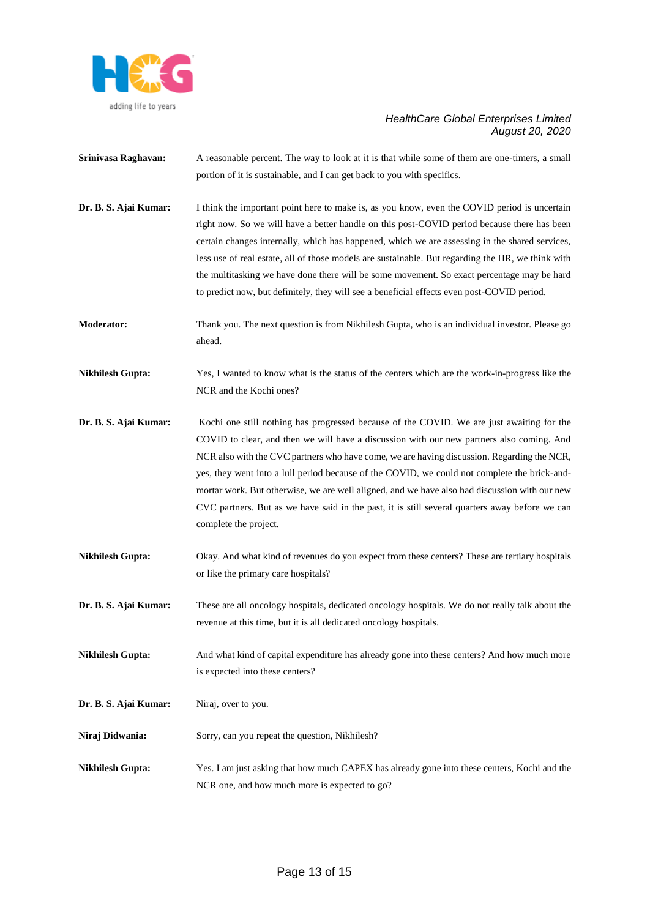**Srinivasa Raghavan:** A reasonable percent. The way to look at it is that while some of them are one-timers, a small portion of it is sustainable, and I can get back to you with specifics.

**Dr. B. S. Ajai Kumar:** I think the important point here to make is, as you know, even the COVID period is uncertain right now. So we will have a better handle on this post-COVID period because there has been certain changes internally, which has happened, which we are assessing in the shared services, less use of real estate, all of those models are sustainable. But regarding the HR, we think with the multitasking we have done there will be some movement. So exact percentage may be hard to predict now, but definitely, they will see a beneficial effects even post-COVID period.

**Moderator:** Thank you. The next question is from Nikhilesh Gupta, who is an individual investor. Please go ahead.

**Nikhilesh Gupta:** Yes, I wanted to know what is the status of the centers which are the work-in-progress like the NCR and the Kochi ones?

**Dr. B. S. Ajai Kumar:** Kochi one still nothing has progressed because of the COVID. We are just awaiting for the COVID to clear, and then we will have a discussion with our new partners also coming. And NCR also with the CVC partners who have come, we are having discussion. Regarding the NCR, yes, they went into a lull period because of the COVID, we could not complete the brick-and-mortar work. But otherwise, we are well aligned, and we have also had discussion with our new CVC partners. But as we have said in the past, it is still several quarters away before we can complete the project.

**Nikhilesh Gupta:** Okay. And what kind of revenues do you expect from these centers? These are tertiary hospitals or like the primary care hospitals?

**Dr. B. S. Ajai Kumar:** These are all oncology hospitals, dedicated oncology hospitals. We do not really talk about the revenue at this time, but it is all dedicated oncology hospitals.

**Nikhilesh Gupta:** And what kind of capital expenditure has already gone into these centers? And how much more is expected into these centers?

**Dr. B. S. Ajai Kumar:** Niraj, over to you.

**Niraj Didwania:** Sorry, can you repeat the question, Nikhilesh?

**Nikhilesh Gupta:** Yes. I am just asking that how much CAPEX has already gone into these centers, Kochi and the NCR one, and how much more is expected to go?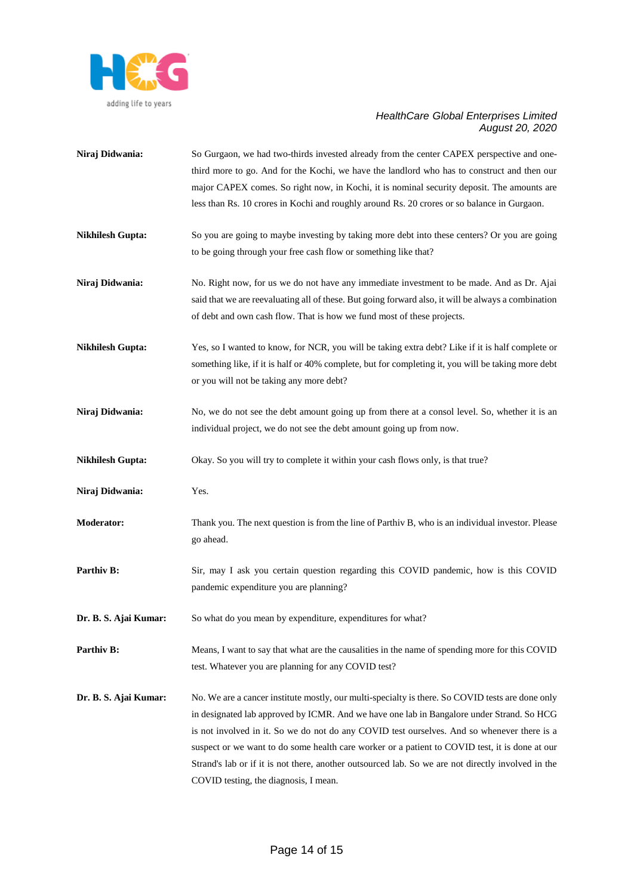**Niraj Didwania:** So Gurgaon, we had two-thirds invested already from the center CAPEX perspective and one-third more to go. And for the Kochi, we have the landlord who has to construct and then our major CAPEX comes. So right now, in Kochi, it is nominal security deposit. The amounts are less than Rs. 10 crores in Kochi and roughly around Rs. 20 crores or so balance in Gurgaon.

**Nikhilesh Gupta:** So you are going to maybe investing by taking more debt into these centers? Or you are going to be going through your free cash flow or something like that?

**Niraj Didwania:** No. Right now, for us we do not have any immediate investment to be made. And as Dr. Ajai said that we are reevaluating all of these. But going forward also, it will be always a combination of debt and own cash flow. That is how we fund most of these projects.

**Nikhilesh Gupta:** Yes, so I wanted to know, for NCR, you will be taking extra debt? Like if it is half complete or something like, if it is half or 40% complete, but for completing it, you will be taking more debt or you will not be taking any more debt?

**Niraj Didwania:** No, we do not see the debt amount going up from there at a consol level. So, whether it is an individual project, we do not see the debt amount going up from now.

**Nikhilesh Gupta:** Okay. So you will try to complete it within your cash flows only, is that true?

**Niraj Didwania:** Yes.

**Moderator:** Thank you. The next question is from the line of Parthiv B, who is an individual investor. Please go ahead.

**Parthiv B:** Sir, may I ask you certain question regarding this COVID pandemic, how is this COVID pandemic expenditure you are planning?

**Dr. B. S. Ajai Kumar:** So what do you mean by expenditure, expenditures for what?

**Parthiv B:** Means, I want to say that what are the causalities in the name of spending more for this COVID test. Whatever you are planning for any COVID test?

**Dr. B. S. Ajai Kumar:** No. We are a cancer institute mostly, our multi-specialty is there. So COVID tests are done only in designated lab approved by ICMR. And we have one lab in Bangalore under Strand. So HCG is not involved in it. So we do not do any COVID test ourselves. And so whenever there is a suspect or we want to do some health care worker or a patient to COVID test, it is done at our Strand's lab or if it is not there, another outsourced lab. So we are not directly involved in the COVID testing, the diagnosis, I mean.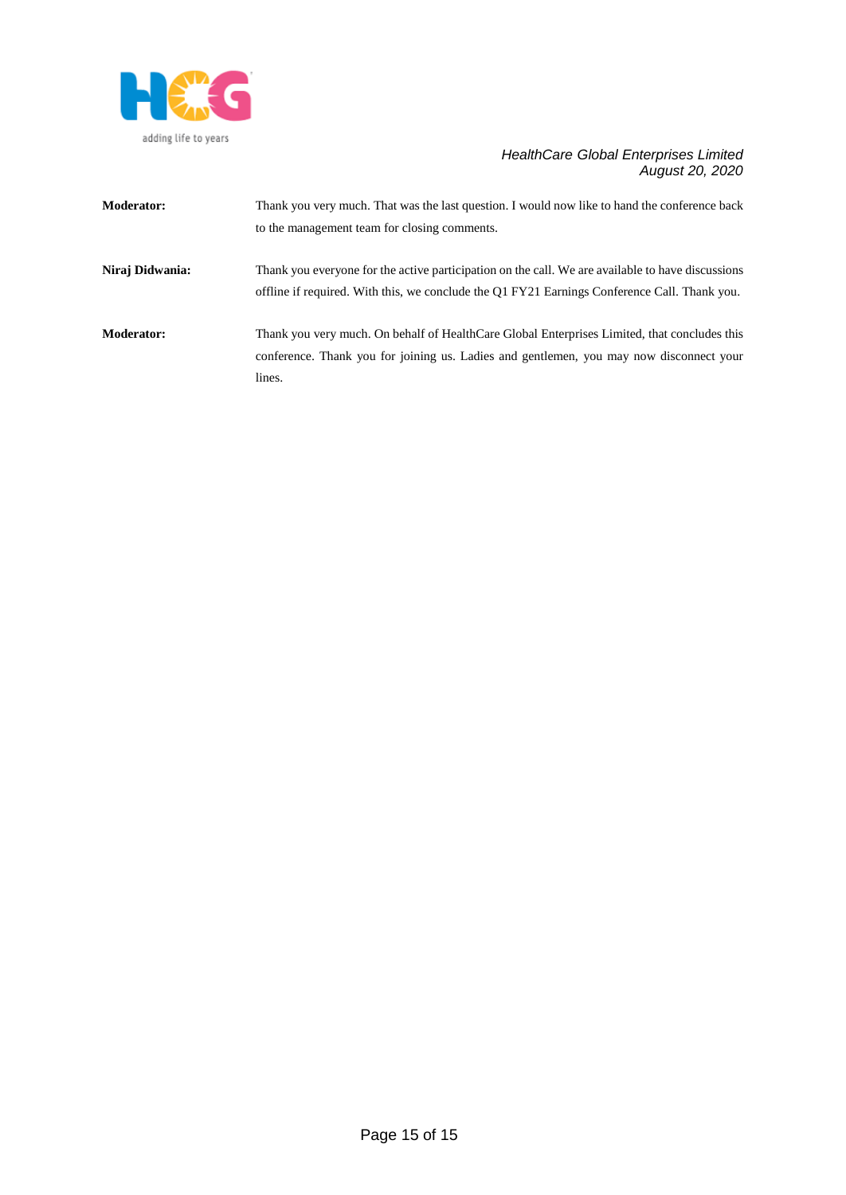**Moderator:** Thank you very much. That was the last question. I would now like to hand the conference back to the management team for closing comments.

**Niraj Didwania:** Thank you everyone for the active participation on the call. We are available to have discussions offline if required. With this, we conclude the Q1 FY21 Earnings Conference Call. Thank you.

**Moderator:** Thank you very much. On behalf of HealthCare Global Enterprises Limited, that concludes this conference. Thank you for joining us. Ladies and gentlemen, you may now disconnect your lines.